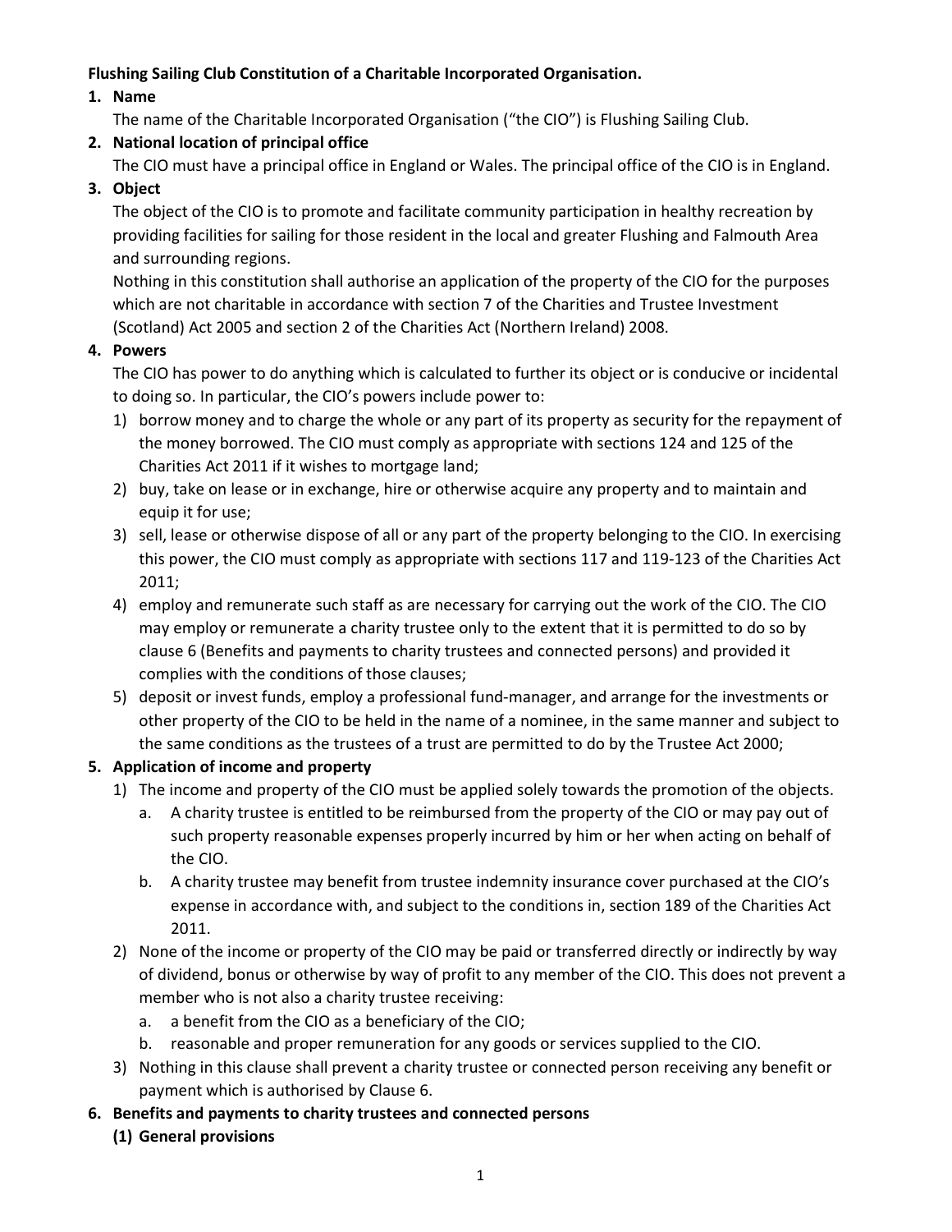**Flushing Sailing Club Constitution of a Charitable Incorporated Organisation.**

1. **Name**

   The name of the Charitable Incorporated Organisation ("the CIO") is Flushing Sailing Club.

2. **National location of principal office**

   The CIO must have a principal office in England or Wales. The principal office of the CIO is in England.

3. **Object**

   The object of the CIO is to promote and facilitate community participation in healthy recreation by providing facilities for sailing for those resident in the local and greater Flushing and Falmouth Area and surrounding regions.

   Nothing in this constitution shall authorise an application of the property of the CIO for the purposes which are not charitable in accordance with section 7 of the Charities and Trustee Investment (Scotland) Act 2005 and section 2 of the Charities Act (Northern Ireland) 2008.

4. **Powers**

   The CIO has power to do anything which is calculated to further its object or is conducive or incidental to doing so. In particular, the CIO's powers include power to:

   1) borrow money and to charge the whole or any part of its property as security for the repayment of the money borrowed. The CIO must comply as appropriate with sections 124 and 125 of the Charities Act 2011 if it wishes to mortgage land;
   2) buy, take on lease or in exchange, hire or otherwise acquire any property and to maintain and equip it for use;
   3) sell, lease or otherwise dispose of all or any part of the property belonging to the CIO. In exercising this power, the CIO must comply as appropriate with sections 117 and 119-123 of the Charities Act 2011;
   4) employ and remunerate such staff as are necessary for carrying out the work of the CIO. The CIO may employ or remunerate a charity trustee only to the extent that it is permitted to do so by clause 6 (Benefits and payments to charity trustees and connected persons) and provided it complies with the conditions of those clauses;
   5) deposit or invest funds, employ a professional fund-manager, and arrange for the investments or other property of the CIO to be held in the name of a nominee, in the same manner and subject to the same conditions as the trustees of a trust are permitted to do by the Trustee Act 2000;

5. **Application of income and property**

   1) The income and property of the CIO must be applied solely towards the promotion of the objects.
      a. A charity trustee is entitled to be reimbursed from the property of the CIO or may pay out of such property reasonable expenses properly incurred by him or her when acting on behalf of the CIO.
      b. A charity trustee may benefit from trustee indemnity insurance cover purchased at the CIO's expense in accordance with, and subject to the conditions in, section 189 of the Charities Act 2011.
   2) None of the income or property of the CIO may be paid or transferred directly or indirectly by way of dividend, bonus or otherwise by way of profit to any member of the CIO. This does not prevent a member who is not also a charity trustee receiving:
      a. a benefit from the CIO as a beneficiary of the CIO;
      b. reasonable and proper remuneration for any goods or services supplied to the CIO.
   3) Nothing in this clause shall prevent a charity trustee or connected person receiving any benefit or payment which is authorised by Clause 6.

6. **Benefits and payments to charity trustees and connected persons**

   **(1) General provisions**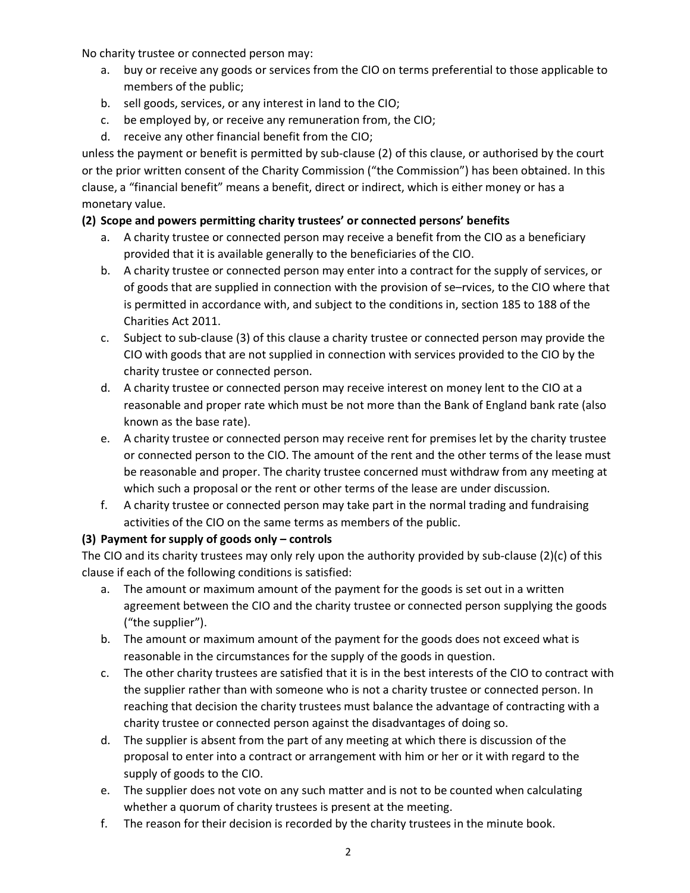No charity trustee or connected person may:

a. buy or receive any goods or services from the CIO on terms preferential to those applicable to members of the public;
b. sell goods, services, or any interest in land to the CIO;
c. be employed by, or receive any remuneration from, the CIO;
d. receive any other financial benefit from the CIO;

unless the payment or benefit is permitted by sub-clause (2) of this clause, or authorised by the court or the prior written consent of the Charity Commission ("the Commission") has been obtained. In this clause, a "financial benefit" means a benefit, direct or indirect, which is either money or has a monetary value.

**(2) Scope and powers permitting charity trustees' or connected persons' benefits**

a. A charity trustee or connected person may receive a benefit from the CIO as a beneficiary provided that it is available generally to the beneficiaries of the CIO.
b. A charity trustee or connected person may enter into a contract for the supply of services, or of goods that are supplied in connection with the provision of se–rvices, to the CIO where that is permitted in accordance with, and subject to the conditions in, section 185 to 188 of the Charities Act 2011.
c. Subject to sub-clause (3) of this clause a charity trustee or connected person may provide the CIO with goods that are not supplied in connection with services provided to the CIO by the charity trustee or connected person.
d. A charity trustee or connected person may receive interest on money lent to the CIO at a reasonable and proper rate which must be not more than the Bank of England bank rate (also known as the base rate).
e. A charity trustee or connected person may receive rent for premises let by the charity trustee or connected person to the CIO. The amount of the rent and the other terms of the lease must be reasonable and proper. The charity trustee concerned must withdraw from any meeting at which such a proposal or the rent or other terms of the lease are under discussion.
f. A charity trustee or connected person may take part in the normal trading and fundraising activities of the CIO on the same terms as members of the public.

**(3) Payment for supply of goods only – controls**

The CIO and its charity trustees may only rely upon the authority provided by sub-clause (2)(c) of this clause if each of the following conditions is satisfied:

a. The amount or maximum amount of the payment for the goods is set out in a written agreement between the CIO and the charity trustee or connected person supplying the goods ("the supplier").
b. The amount or maximum amount of the payment for the goods does not exceed what is reasonable in the circumstances for the supply of the goods in question.
c. The other charity trustees are satisfied that it is in the best interests of the CIO to contract with the supplier rather than with someone who is not a charity trustee or connected person. In reaching that decision the charity trustees must balance the advantage of contracting with a charity trustee or connected person against the disadvantages of doing so.
d. The supplier is absent from the part of any meeting at which there is discussion of the proposal to enter into a contract or arrangement with him or her or it with regard to the supply of goods to the CIO.
e. The supplier does not vote on any such matter and is not to be counted when calculating whether a quorum of charity trustees is present at the meeting.
f. The reason for their decision is recorded by the charity trustees in the minute book.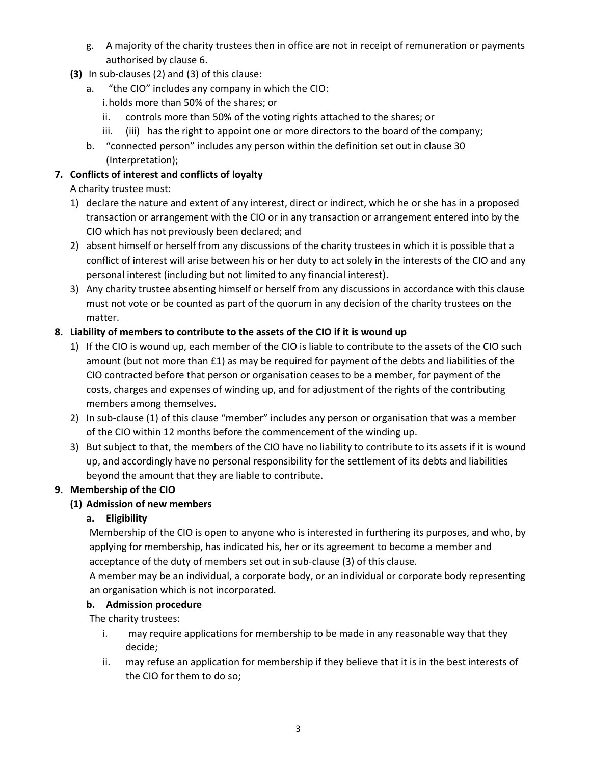g. A majority of the charity trustees then in office are not in receipt of remuneration or payments authorised by clause 6.

**(3)** In sub-clauses (2) and (3) of this clause:

a. "the CIO" includes any company in which the CIO:

i. holds more than 50% of the shares; or

ii. controls more than 50% of the voting rights attached to the shares; or

iii. (iii) has the right to appoint one or more directors to the board of the company;

b. "connected person" includes any person within the definition set out in clause 30 (Interpretation);

**7. Conflicts of interest and conflicts of loyalty**

A charity trustee must:

1) declare the nature and extent of any interest, direct or indirect, which he or she has in a proposed transaction or arrangement with the CIO or in any transaction or arrangement entered into by the CIO which has not previously been declared; and
2) absent himself or herself from any discussions of the charity trustees in which it is possible that a conflict of interest will arise between his or her duty to act solely in the interests of the CIO and any personal interest (including but not limited to any financial interest).
3) Any charity trustee absenting himself or herself from any discussions in accordance with this clause must not vote or be counted as part of the quorum in any decision of the charity trustees on the matter.

**8. Liability of members to contribute to the assets of the CIO if it is wound up**

1) If the CIO is wound up, each member of the CIO is liable to contribute to the assets of the CIO such amount (but not more than £1) as may be required for payment of the debts and liabilities of the CIO contracted before that person or organisation ceases to be a member, for payment of the costs, charges and expenses of winding up, and for adjustment of the rights of the contributing members among themselves.
2) In sub-clause (1) of this clause "member" includes any person or organisation that was a member of the CIO within 12 months before the commencement of the winding up.
3) But subject to that, the members of the CIO have no liability to contribute to its assets if it is wound up, and accordingly have no personal responsibility for the settlement of its debts and liabilities beyond the amount that they are liable to contribute.

**9. Membership of the CIO**

**(1) Admission of new members**

**a. Eligibility**

Membership of the CIO is open to anyone who is interested in furthering its purposes, and who, by applying for membership, has indicated his, her or its agreement to become a member and acceptance of the duty of members set out in sub-clause (3) of this clause.

A member may be an individual, a corporate body, or an individual or corporate body representing an organisation which is not incorporated.

**b. Admission procedure**

The charity trustees:

i. may require applications for membership to be made in any reasonable way that they decide;

ii. may refuse an application for membership if they believe that it is in the best interests of the CIO for them to do so;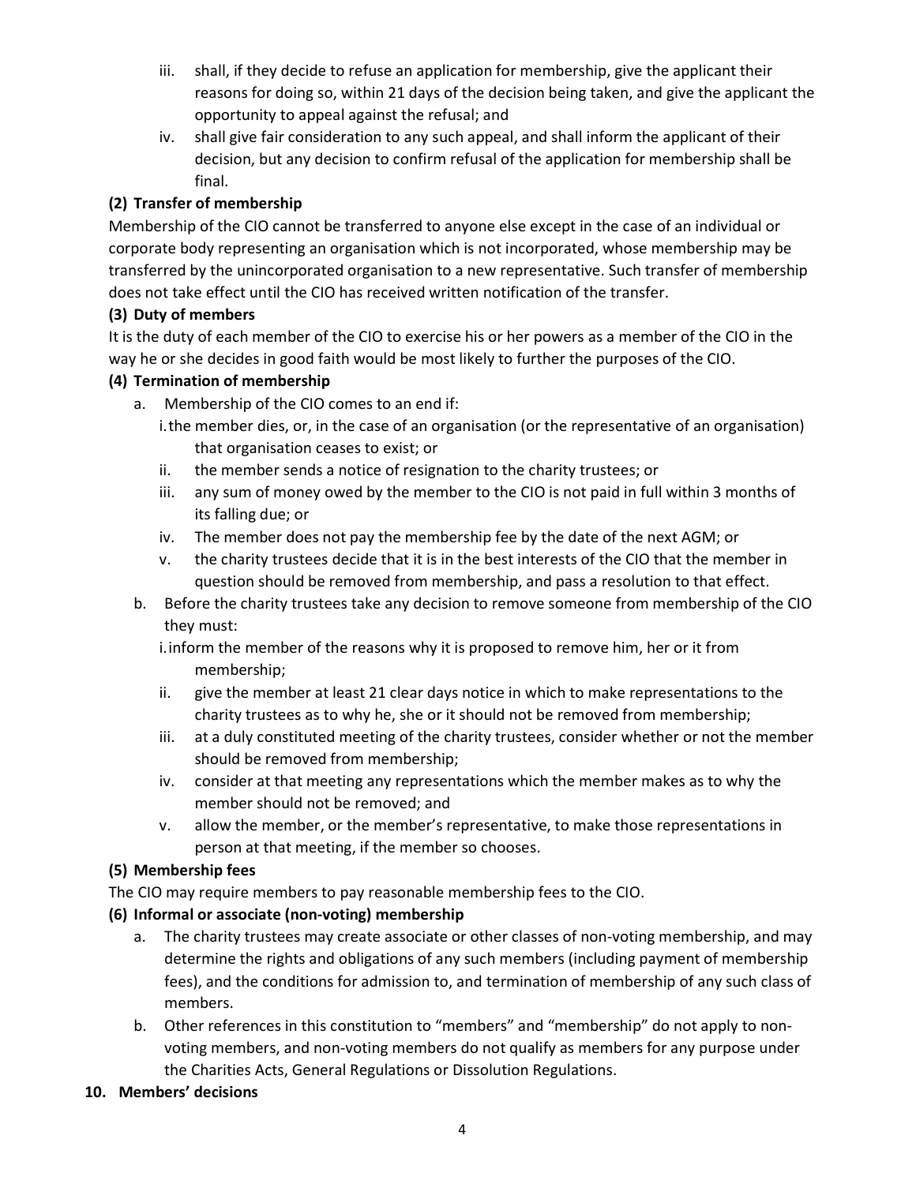iii. shall, if they decide to refuse an application for membership, give the applicant their reasons for doing so, within 21 days of the decision being taken, and give the applicant the opportunity to appeal against the refusal; and

iv. shall give fair consideration to any such appeal, and shall inform the applicant of their decision, but any decision to confirm refusal of the application for membership shall be final.

**(2) Transfer of membership**

Membership of the CIO cannot be transferred to anyone else except in the case of an individual or corporate body representing an organisation which is not incorporated, whose membership may be transferred by the unincorporated organisation to a new representative. Such transfer of membership does not take effect until the CIO has received written notification of the transfer.

**(3) Duty of members**

It is the duty of each member of the CIO to exercise his or her powers as a member of the CIO in the way he or she decides in good faith would be most likely to further the purposes of the CIO.

**(4) Termination of membership**

a. Membership of the CIO comes to an end if:

   i. the member dies, or, in the case of an organisation (or the representative of an organisation) that organisation ceases to exist; or

   ii. the member sends a notice of resignation to the charity trustees; or

   iii. any sum of money owed by the member to the CIO is not paid in full within 3 months of its falling due; or

   iv. The member does not pay the membership fee by the date of the next AGM; or

   v. the charity trustees decide that it is in the best interests of the CIO that the member in question should be removed from membership, and pass a resolution to that effect.

b. Before the charity trustees take any decision to remove someone from membership of the CIO they must:

   i. inform the member of the reasons why it is proposed to remove him, her or it from membership;

   ii. give the member at least 21 clear days notice in which to make representations to the charity trustees as to why he, she or it should not be removed from membership;

   iii. at a duly constituted meeting of the charity trustees, consider whether or not the member should be removed from membership;

   iv. consider at that meeting any representations which the member makes as to why the member should not be removed; and

   v. allow the member, or the member's representative, to make those representations in person at that meeting, if the member so chooses.

**(5) Membership fees**

The CIO may require members to pay reasonable membership fees to the CIO.

**(6) Informal or associate (non-voting) membership**

a. The charity trustees may create associate or other classes of non-voting membership, and may determine the rights and obligations of any such members (including payment of membership fees), and the conditions for admission to, and termination of membership of any such class of members.

b. Other references in this constitution to "members" and "membership" do not apply to non-voting members, and non-voting members do not qualify as members for any purpose under the Charities Acts, General Regulations or Dissolution Regulations.

**10. Members' decisions**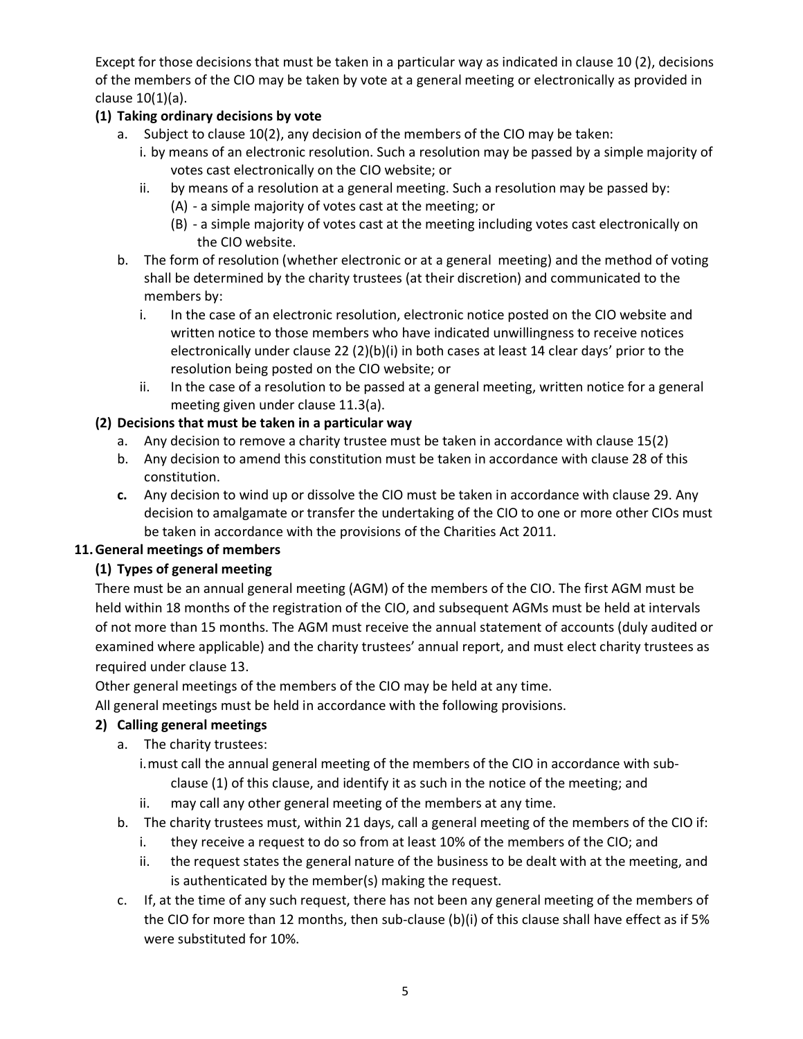Except for those decisions that must be taken in a particular way as indicated in clause 10 (2), decisions of the members of the CIO may be taken by vote at a general meeting or electronically as provided in clause 10(1)(a).

**(1) Taking ordinary decisions by vote**

a. Subject to clause 10(2), any decision of the members of the CIO may be taken:
   i. by means of an electronic resolution. Such a resolution may be passed by a simple majority of votes cast electronically on the CIO website; or
   ii. by means of a resolution at a general meeting. Such a resolution may be passed by:
      (A) - a simple majority of votes cast at the meeting; or
      (B) - a simple majority of votes cast at the meeting including votes cast electronically on the CIO website.

b. The form of resolution (whether electronic or at a general meeting) and the method of voting shall be determined by the charity trustees (at their discretion) and communicated to the members by:
   i. In the case of an electronic resolution, electronic notice posted on the CIO website and written notice to those members who have indicated unwillingness to receive notices electronically under clause 22 (2)(b)(i) in both cases at least 14 clear days' prior to the resolution being posted on the CIO website; or
   ii. In the case of a resolution to be passed at a general meeting, written notice for a general meeting given under clause 11.3(a).

**(2) Decisions that must be taken in a particular way**

a. Any decision to remove a charity trustee must be taken in accordance with clause 15(2)

b. Any decision to amend this constitution must be taken in accordance with clause 28 of this constitution.

**c.** Any decision to wind up or dissolve the CIO must be taken in accordance with clause 29. Any decision to amalgamate or transfer the undertaking of the CIO to one or more other CIOs must be taken in accordance with the provisions of the Charities Act 2011.

**11. General meetings of members**

**(1) Types of general meeting**

There must be an annual general meeting (AGM) of the members of the CIO. The first AGM must be held within 18 months of the registration of the CIO, and subsequent AGMs must be held at intervals of not more than 15 months. The AGM must receive the annual statement of accounts (duly audited or examined where applicable) and the charity trustees' annual report, and must elect charity trustees as required under clause 13.

Other general meetings of the members of the CIO may be held at any time.

All general meetings must be held in accordance with the following provisions.

**2) Calling general meetings**

a. The charity trustees:
   i. must call the annual general meeting of the members of the CIO in accordance with sub-clause (1) of this clause, and identify it as such in the notice of the meeting; and
   ii. may call any other general meeting of the members at any time.

b. The charity trustees must, within 21 days, call a general meeting of the members of the CIO if:
   i. they receive a request to do so from at least 10% of the members of the CIO; and
   ii. the request states the general nature of the business to be dealt with at the meeting, and is authenticated by the member(s) making the request.

c. If, at the time of any such request, there has not been any general meeting of the members of the CIO for more than 12 months, then sub-clause (b)(i) of this clause shall have effect as if 5% were substituted for 10%.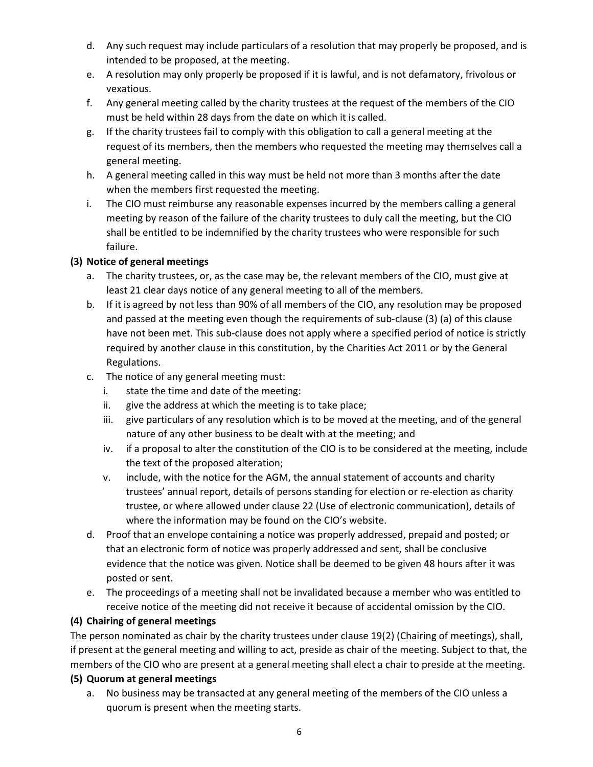d. Any such request may include particulars of a resolution that may properly be proposed, and is intended to be proposed, at the meeting.

e. A resolution may only properly be proposed if it is lawful, and is not defamatory, frivolous or vexatious.

f. Any general meeting called by the charity trustees at the request of the members of the CIO must be held within 28 days from the date on which it is called.

g. If the charity trustees fail to comply with this obligation to call a general meeting at the request of its members, then the members who requested the meeting may themselves call a general meeting.

h. A general meeting called in this way must be held not more than 3 months after the date when the members first requested the meeting.

i. The CIO must reimburse any reasonable expenses incurred by the members calling a general meeting by reason of the failure of the charity trustees to duly call the meeting, but the CIO shall be entitled to be indemnified by the charity trustees who were responsible for such failure.

**(3) Notice of general meetings**

a. The charity trustees, or, as the case may be, the relevant members of the CIO, must give at least 21 clear days notice of any general meeting to all of the members.

b. If it is agreed by not less than 90% of all members of the CIO, any resolution may be proposed and passed at the meeting even though the requirements of sub-clause (3) (a) of this clause have not been met. This sub-clause does not apply where a specified period of notice is strictly required by another clause in this constitution, by the Charities Act 2011 or by the General Regulations.

c. The notice of any general meeting must:

   i. state the time and date of the meeting:

   ii. give the address at which the meeting is to take place;

   iii. give particulars of any resolution which is to be moved at the meeting, and of the general nature of any other business to be dealt with at the meeting; and

   iv. if a proposal to alter the constitution of the CIO is to be considered at the meeting, include the text of the proposed alteration;

   v. include, with the notice for the AGM, the annual statement of accounts and charity trustees' annual report, details of persons standing for election or re-election as charity trustee, or where allowed under clause 22 (Use of electronic communication), details of where the information may be found on the CIO's website.

d. Proof that an envelope containing a notice was properly addressed, prepaid and posted; or that an electronic form of notice was properly addressed and sent, shall be conclusive evidence that the notice was given. Notice shall be deemed to be given 48 hours after it was posted or sent.

e. The proceedings of a meeting shall not be invalidated because a member who was entitled to receive notice of the meeting did not receive it because of accidental omission by the CIO.

**(4) Chairing of general meetings**

The person nominated as chair by the charity trustees under clause 19(2) (Chairing of meetings), shall, if present at the general meeting and willing to act, preside as chair of the meeting. Subject to that, the members of the CIO who are present at a general meeting shall elect a chair to preside at the meeting.

**(5) Quorum at general meetings**

a. No business may be transacted at any general meeting of the members of the CIO unless a quorum is present when the meeting starts.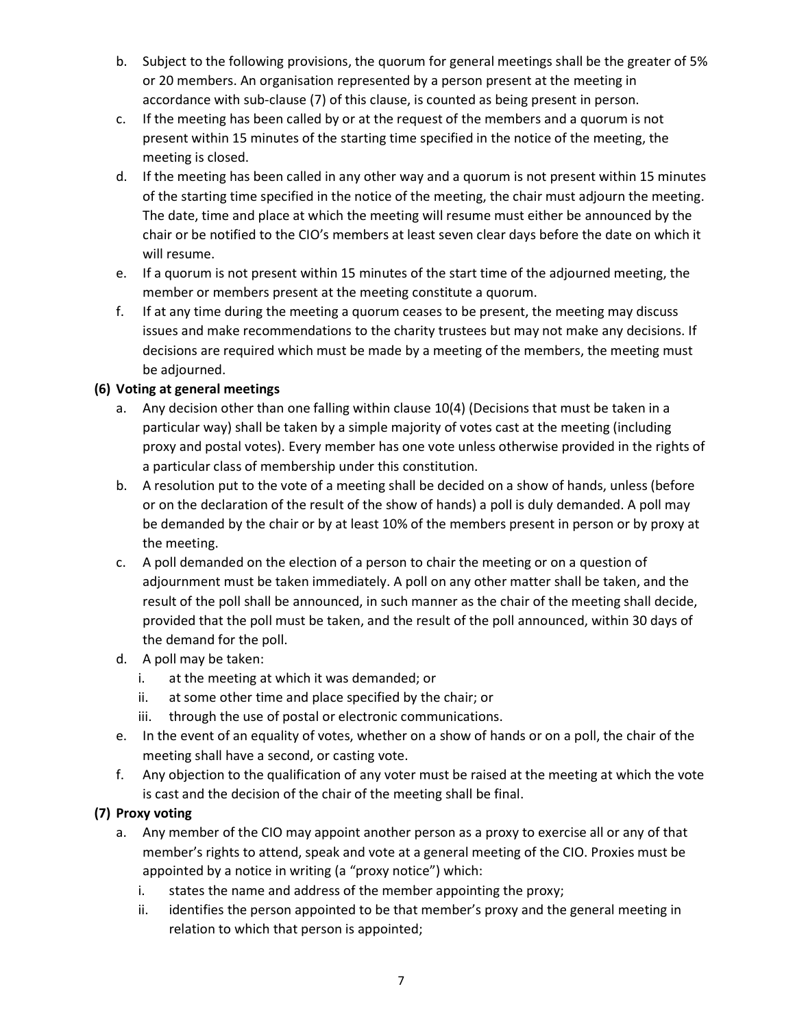b. Subject to the following provisions, the quorum for general meetings shall be the greater of 5% or 20 members. An organisation represented by a person present at the meeting in accordance with sub-clause (7) of this clause, is counted as being present in person.
c. If the meeting has been called by or at the request of the members and a quorum is not present within 15 minutes of the starting time specified in the notice of the meeting, the meeting is closed.
d. If the meeting has been called in any other way and a quorum is not present within 15 minutes of the starting time specified in the notice of the meeting, the chair must adjourn the meeting. The date, time and place at which the meeting will resume must either be announced by the chair or be notified to the CIO's members at least seven clear days before the date on which it will resume.
e. If a quorum is not present within 15 minutes of the start time of the adjourned meeting, the member or members present at the meeting constitute a quorum.
f. If at any time during the meeting a quorum ceases to be present, the meeting may discuss issues and make recommendations to the charity trustees but may not make any decisions. If decisions are required which must be made by a meeting of the members, the meeting must be adjourned.

**(6) Voting at general meetings**

a. Any decision other than one falling within clause 10(4) (Decisions that must be taken in a particular way) shall be taken by a simple majority of votes cast at the meeting (including proxy and postal votes). Every member has one vote unless otherwise provided in the rights of a particular class of membership under this constitution.
b. A resolution put to the vote of a meeting shall be decided on a show of hands, unless (before or on the declaration of the result of the show of hands) a poll is duly demanded. A poll may be demanded by the chair or by at least 10% of the members present in person or by proxy at the meeting.
c. A poll demanded on the election of a person to chair the meeting or on a question of adjournment must be taken immediately. A poll on any other matter shall be taken, and the result of the poll shall be announced, in such manner as the chair of the meeting shall decide, provided that the poll must be taken, and the result of the poll announced, within 30 days of the demand for the poll.
d. A poll may be taken:
   i. at the meeting at which it was demanded; or
   ii. at some other time and place specified by the chair; or
   iii. through the use of postal or electronic communications.
e. In the event of an equality of votes, whether on a show of hands or on a poll, the chair of the meeting shall have a second, or casting vote.
f. Any objection to the qualification of any voter must be raised at the meeting at which the vote is cast and the decision of the chair of the meeting shall be final.

**(7) Proxy voting**

a. Any member of the CIO may appoint another person as a proxy to exercise all or any of that member's rights to attend, speak and vote at a general meeting of the CIO. Proxies must be appointed by a notice in writing (a "proxy notice") which:
   i. states the name and address of the member appointing the proxy;
   ii. identifies the person appointed to be that member's proxy and the general meeting in relation to which that person is appointed;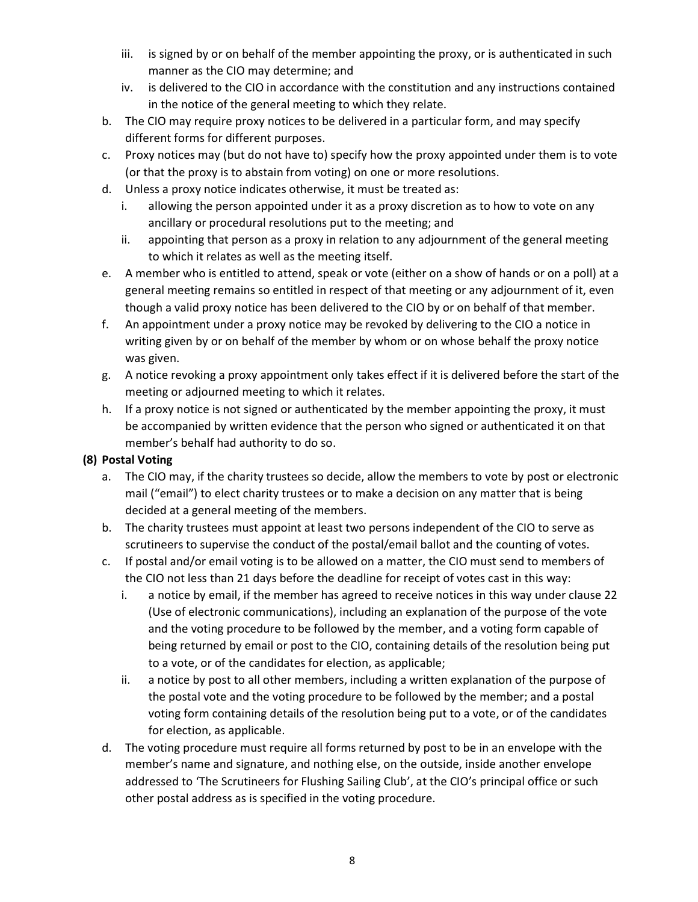iii. is signed by or on behalf of the member appointing the proxy, or is authenticated in such manner as the CIO may determine; and
   iv. is delivered to the CIO in accordance with the constitution and any instructions contained in the notice of the general meeting to which they relate.

b. The CIO may require proxy notices to be delivered in a particular form, and may specify different forms for different purposes.
c. Proxy notices may (but do not have to) specify how the proxy appointed under them is to vote (or that the proxy is to abstain from voting) on one or more resolutions.
d. Unless a proxy notice indicates otherwise, it must be treated as:
   i. allowing the person appointed under it as a proxy discretion as to how to vote on any ancillary or procedural resolutions put to the meeting; and
   ii. appointing that person as a proxy in relation to any adjournment of the general meeting to which it relates as well as the meeting itself.
e. A member who is entitled to attend, speak or vote (either on a show of hands or on a poll) at a general meeting remains so entitled in respect of that meeting or any adjournment of it, even though a valid proxy notice has been delivered to the CIO by or on behalf of that member.
f. An appointment under a proxy notice may be revoked by delivering to the CIO a notice in writing given by or on behalf of the member by whom or on whose behalf the proxy notice was given.
g. A notice revoking a proxy appointment only takes effect if it is delivered before the start of the meeting or adjourned meeting to which it relates.
h. If a proxy notice is not signed or authenticated by the member appointing the proxy, it must be accompanied by written evidence that the person who signed or authenticated it on that member's behalf had authority to do so.

**(8) Postal Voting**

a. The CIO may, if the charity trustees so decide, allow the members to vote by post or electronic mail ("email") to elect charity trustees or to make a decision on any matter that is being decided at a general meeting of the members.
b. The charity trustees must appoint at least two persons independent of the CIO to serve as scrutineers to supervise the conduct of the postal/email ballot and the counting of votes.
c. If postal and/or email voting is to be allowed on a matter, the CIO must send to members of the CIO not less than 21 days before the deadline for receipt of votes cast in this way:
   i. a notice by email, if the member has agreed to receive notices in this way under clause 22 (Use of electronic communications), including an explanation of the purpose of the vote and the voting procedure to be followed by the member, and a voting form capable of being returned by email or post to the CIO, containing details of the resolution being put to a vote, or of the candidates for election, as applicable;
   ii. a notice by post to all other members, including a written explanation of the purpose of the postal vote and the voting procedure to be followed by the member; and a postal voting form containing details of the resolution being put to a vote, or of the candidates for election, as applicable.
d. The voting procedure must require all forms returned by post to be in an envelope with the member's name and signature, and nothing else, on the outside, inside another envelope addressed to 'The Scrutineers for Flushing Sailing Club', at the CIO's principal office or such other postal address as is specified in the voting procedure.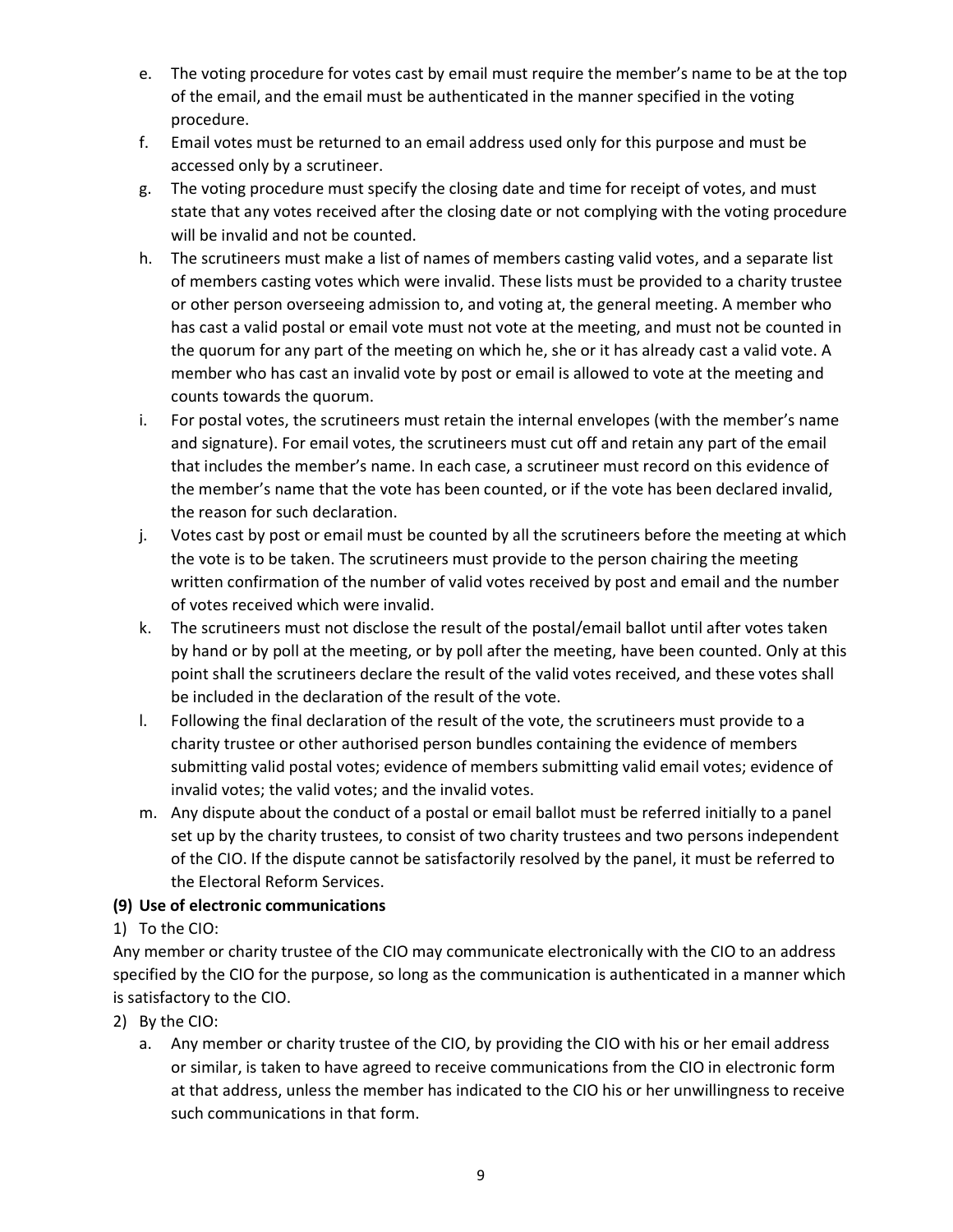e. The voting procedure for votes cast by email must require the member's name to be at the top of the email, and the email must be authenticated in the manner specified in the voting procedure.

f. Email votes must be returned to an email address used only for this purpose and must be accessed only by a scrutineer.

g. The voting procedure must specify the closing date and time for receipt of votes, and must state that any votes received after the closing date or not complying with the voting procedure will be invalid and not be counted.

h. The scrutineers must make a list of names of members casting valid votes, and a separate list of members casting votes which were invalid. These lists must be provided to a charity trustee or other person overseeing admission to, and voting at, the general meeting. A member who has cast a valid postal or email vote must not vote at the meeting, and must not be counted in the quorum for any part of the meeting on which he, she or it has already cast a valid vote. A member who has cast an invalid vote by post or email is allowed to vote at the meeting and counts towards the quorum.

i. For postal votes, the scrutineers must retain the internal envelopes (with the member's name and signature). For email votes, the scrutineers must cut off and retain any part of the email that includes the member's name. In each case, a scrutineer must record on this evidence of the member's name that the vote has been counted, or if the vote has been declared invalid, the reason for such declaration.

j. Votes cast by post or email must be counted by all the scrutineers before the meeting at which the vote is to be taken. The scrutineers must provide to the person chairing the meeting written confirmation of the number of valid votes received by post and email and the number of votes received which were invalid.

k. The scrutineers must not disclose the result of the postal/email ballot until after votes taken by hand or by poll at the meeting, or by poll after the meeting, have been counted. Only at this point shall the scrutineers declare the result of the valid votes received, and these votes shall be included in the declaration of the result of the vote.

l. Following the final declaration of the result of the vote, the scrutineers must provide to a charity trustee or other authorised person bundles containing the evidence of members submitting valid postal votes; evidence of members submitting valid email votes; evidence of invalid votes; the valid votes; and the invalid votes.

m. Any dispute about the conduct of a postal or email ballot must be referred initially to a panel set up by the charity trustees, to consist of two charity trustees and two persons independent of the CIO. If the dispute cannot be satisfactorily resolved by the panel, it must be referred to the Electoral Reform Services.

**(9) Use of electronic communications**

1) To the CIO:

Any member or charity trustee of the CIO may communicate electronically with the CIO to an address specified by the CIO for the purpose, so long as the communication is authenticated in a manner which is satisfactory to the CIO.

2) By the CIO:

a. Any member or charity trustee of the CIO, by providing the CIO with his or her email address or similar, is taken to have agreed to receive communications from the CIO in electronic form at that address, unless the member has indicated to the CIO his or her unwillingness to receive such communications in that form.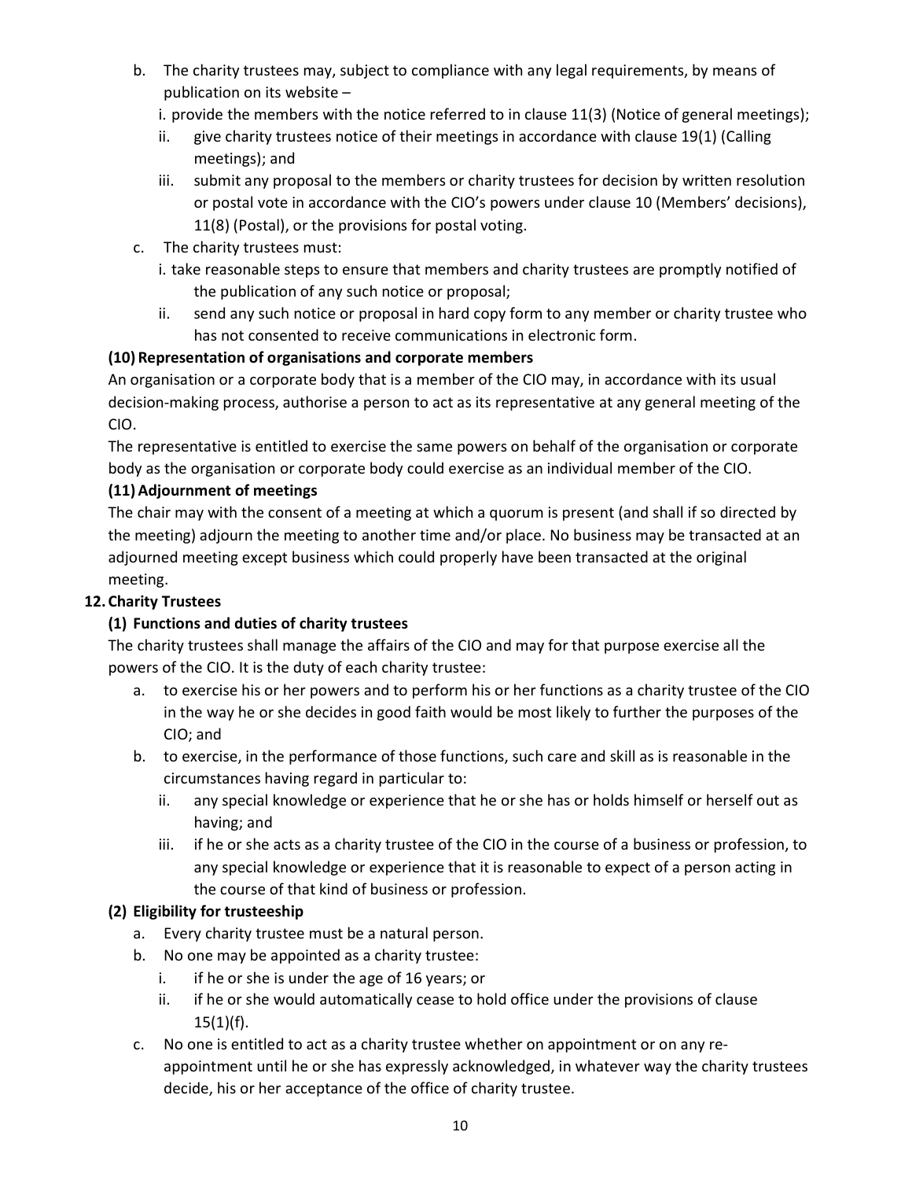b. The charity trustees may, subject to compliance with any legal requirements, by means of publication on its website –
   i. provide the members with the notice referred to in clause 11(3) (Notice of general meetings);
   ii. give charity trustees notice of their meetings in accordance with clause 19(1) (Calling meetings); and
   iii. submit any proposal to the members or charity trustees for decision by written resolution or postal vote in accordance with the CIO's powers under clause 10 (Members' decisions), 11(8) (Postal), or the provisions for postal voting.

c. The charity trustees must:
   i. take reasonable steps to ensure that members and charity trustees are promptly notified of the publication of any such notice or proposal;
   ii. send any such notice or proposal in hard copy form to any member or charity trustee who has not consented to receive communications in electronic form.

**(10) Representation of organisations and corporate members**

An organisation or a corporate body that is a member of the CIO may, in accordance with its usual decision-making process, authorise a person to act as its representative at any general meeting of the CIO.

The representative is entitled to exercise the same powers on behalf of the organisation or corporate body as the organisation or corporate body could exercise as an individual member of the CIO.

**(11) Adjournment of meetings**

The chair may with the consent of a meeting at which a quorum is present (and shall if so directed by the meeting) adjourn the meeting to another time and/or place. No business may be transacted at an adjourned meeting except business which could properly have been transacted at the original meeting.

**12. Charity Trustees**

**(1) Functions and duties of charity trustees**

The charity trustees shall manage the affairs of the CIO and may for that purpose exercise all the powers of the CIO. It is the duty of each charity trustee:

a. to exercise his or her powers and to perform his or her functions as a charity trustee of the CIO in the way he or she decides in good faith would be most likely to further the purposes of the CIO; and

b. to exercise, in the performance of those functions, such care and skill as is reasonable in the circumstances having regard in particular to:
   ii. any special knowledge or experience that he or she has or holds himself or herself out as having; and
   iii. if he or she acts as a charity trustee of the CIO in the course of a business or profession, to any special knowledge or experience that it is reasonable to expect of a person acting in the course of that kind of business or profession.

**(2) Eligibility for trusteeship**

a. Every charity trustee must be a natural person.

b. No one may be appointed as a charity trustee:
   i. if he or she is under the age of 16 years; or
   ii. if he or she would automatically cease to hold office under the provisions of clause 15(1)(f).

c. No one is entitled to act as a charity trustee whether on appointment or on any re-appointment until he or she has expressly acknowledged, in whatever way the charity trustees decide, his or her acceptance of the office of charity trustee.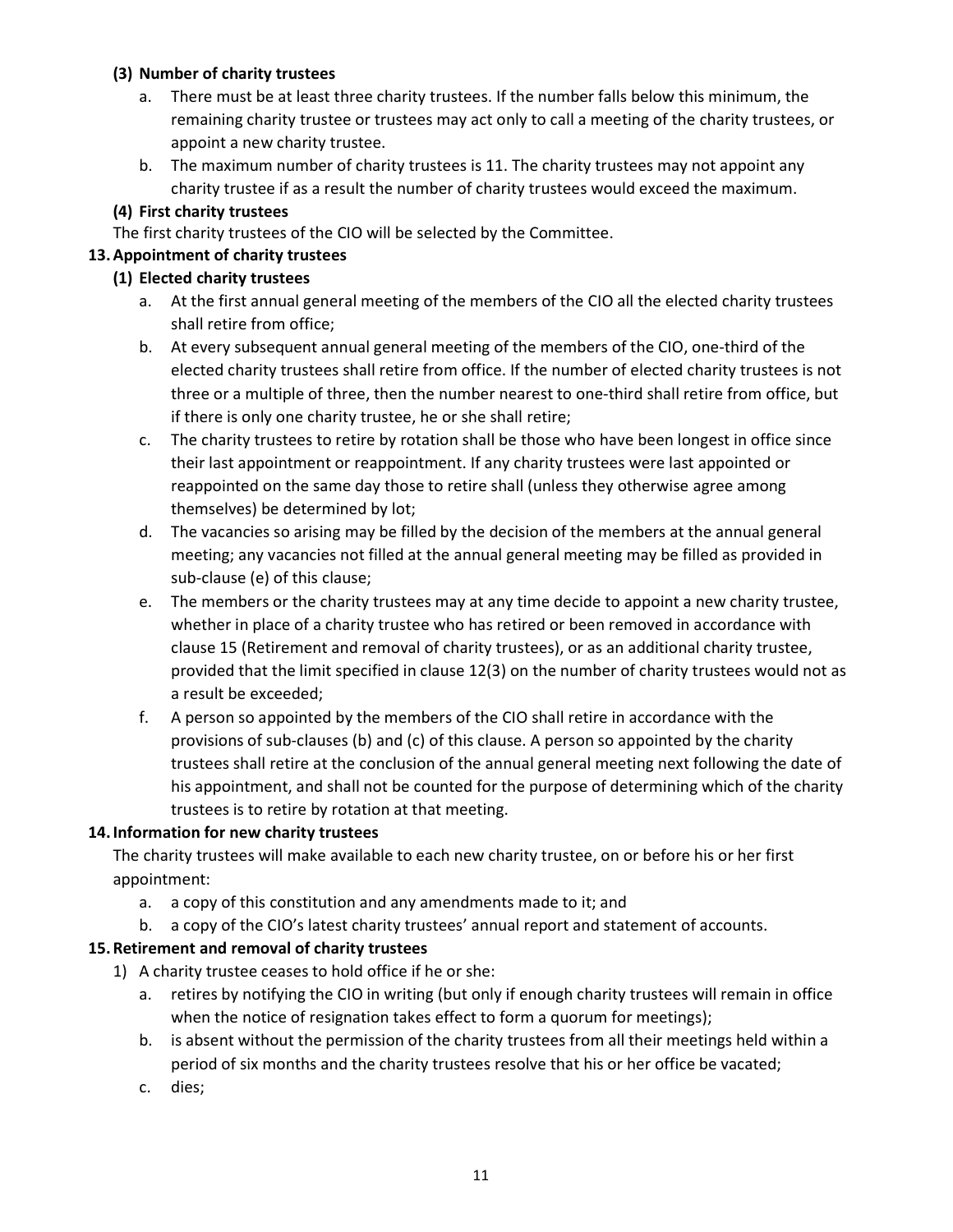**(3) Number of charity trustees**

a. There must be at least three charity trustees. If the number falls below this minimum, the remaining charity trustee or trustees may act only to call a meeting of the charity trustees, or appoint a new charity trustee.

b. The maximum number of charity trustees is 11. The charity trustees may not appoint any charity trustee if as a result the number of charity trustees would exceed the maximum.

**(4) First charity trustees**

The first charity trustees of the CIO will be selected by the Committee.

**13. Appointment of charity trustees**

**(1) Elected charity trustees**

a. At the first annual general meeting of the members of the CIO all the elected charity trustees shall retire from office;

b. At every subsequent annual general meeting of the members of the CIO, one-third of the elected charity trustees shall retire from office. If the number of elected charity trustees is not three or a multiple of three, then the number nearest to one-third shall retire from office, but if there is only one charity trustee, he or she shall retire;

c. The charity trustees to retire by rotation shall be those who have been longest in office since their last appointment or reappointment. If any charity trustees were last appointed or reappointed on the same day those to retire shall (unless they otherwise agree among themselves) be determined by lot;

d. The vacancies so arising may be filled by the decision of the members at the annual general meeting; any vacancies not filled at the annual general meeting may be filled as provided in sub-clause (e) of this clause;

e. The members or the charity trustees may at any time decide to appoint a new charity trustee, whether in place of a charity trustee who has retired or been removed in accordance with clause 15 (Retirement and removal of charity trustees), or as an additional charity trustee, provided that the limit specified in clause 12(3) on the number of charity trustees would not as a result be exceeded;

f. A person so appointed by the members of the CIO shall retire in accordance with the provisions of sub-clauses (b) and (c) of this clause. A person so appointed by the charity trustees shall retire at the conclusion of the annual general meeting next following the date of his appointment, and shall not be counted for the purpose of determining which of the charity trustees is to retire by rotation at that meeting.

**14. Information for new charity trustees**

The charity trustees will make available to each new charity trustee, on or before his or her first appointment:

a. a copy of this constitution and any amendments made to it; and

b. a copy of the CIO's latest charity trustees' annual report and statement of accounts.

**15. Retirement and removal of charity trustees**

1) A charity trustee ceases to hold office if he or she:

a. retires by notifying the CIO in writing (but only if enough charity trustees will remain in office when the notice of resignation takes effect to form a quorum for meetings);

b. is absent without the permission of the charity trustees from all their meetings held within a period of six months and the charity trustees resolve that his or her office be vacated;

c. dies;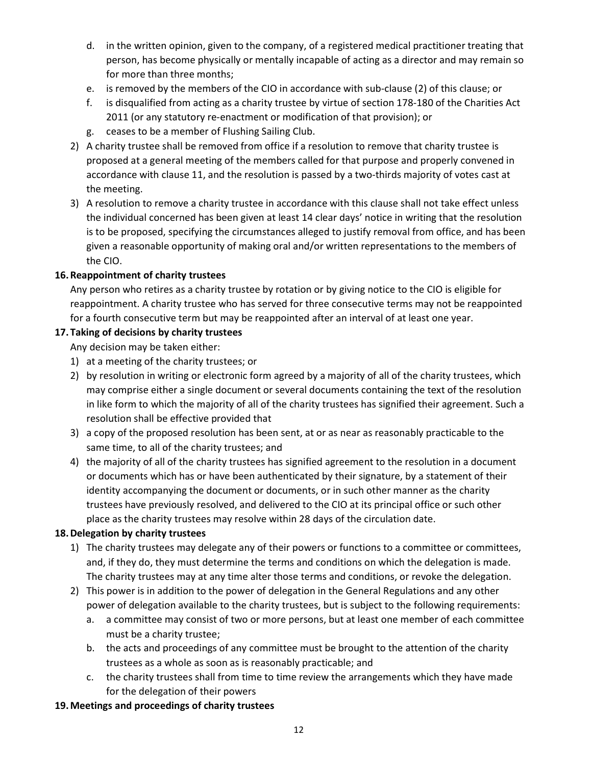d. in the written opinion, given to the company, of a registered medical practitioner treating that person, has become physically or mentally incapable of acting as a director and may remain so for more than three months;
e. is removed by the members of the CIO in accordance with sub-clause (2) of this clause; or
f. is disqualified from acting as a charity trustee by virtue of section 178-180 of the Charities Act 2011 (or any statutory re-enactment or modification of that provision); or
g. ceases to be a member of Flushing Sailing Club.

2) A charity trustee shall be removed from office if a resolution to remove that charity trustee is proposed at a general meeting of the members called for that purpose and properly convened in accordance with clause 11, and the resolution is passed by a two-thirds majority of votes cast at the meeting.
3) A resolution to remove a charity trustee in accordance with this clause shall not take effect unless the individual concerned has been given at least 14 clear days' notice in writing that the resolution is to be proposed, specifying the circumstances alleged to justify removal from office, and has been given a reasonable opportunity of making oral and/or written representations to the members of the CIO.

**16. Reappointment of charity trustees**

Any person who retires as a charity trustee by rotation or by giving notice to the CIO is eligible for reappointment. A charity trustee who has served for three consecutive terms may not be reappointed for a fourth consecutive term but may be reappointed after an interval of at least one year.

**17. Taking of decisions by charity trustees**

Any decision may be taken either:

1) at a meeting of the charity trustees; or
2) by resolution in writing or electronic form agreed by a majority of all of the charity trustees, which may comprise either a single document or several documents containing the text of the resolution in like form to which the majority of all of the charity trustees has signified their agreement. Such a resolution shall be effective provided that
3) a copy of the proposed resolution has been sent, at or as near as reasonably practicable to the same time, to all of the charity trustees; and
4) the majority of all of the charity trustees has signified agreement to the resolution in a document or documents which has or have been authenticated by their signature, by a statement of their identity accompanying the document or documents, or in such other manner as the charity trustees have previously resolved, and delivered to the CIO at its principal office or such other place as the charity trustees may resolve within 28 days of the circulation date.

**18. Delegation by charity trustees**

1) The charity trustees may delegate any of their powers or functions to a committee or committees, and, if they do, they must determine the terms and conditions on which the delegation is made. The charity trustees may at any time alter those terms and conditions, or revoke the delegation.
2) This power is in addition to the power of delegation in the General Regulations and any other power of delegation available to the charity trustees, but is subject to the following requirements:
   a. a committee may consist of two or more persons, but at least one member of each committee must be a charity trustee;
   b. the acts and proceedings of any committee must be brought to the attention of the charity trustees as a whole as soon as is reasonably practicable; and
   c. the charity trustees shall from time to time review the arrangements which they have made for the delegation of their powers

**19. Meetings and proceedings of charity trustees**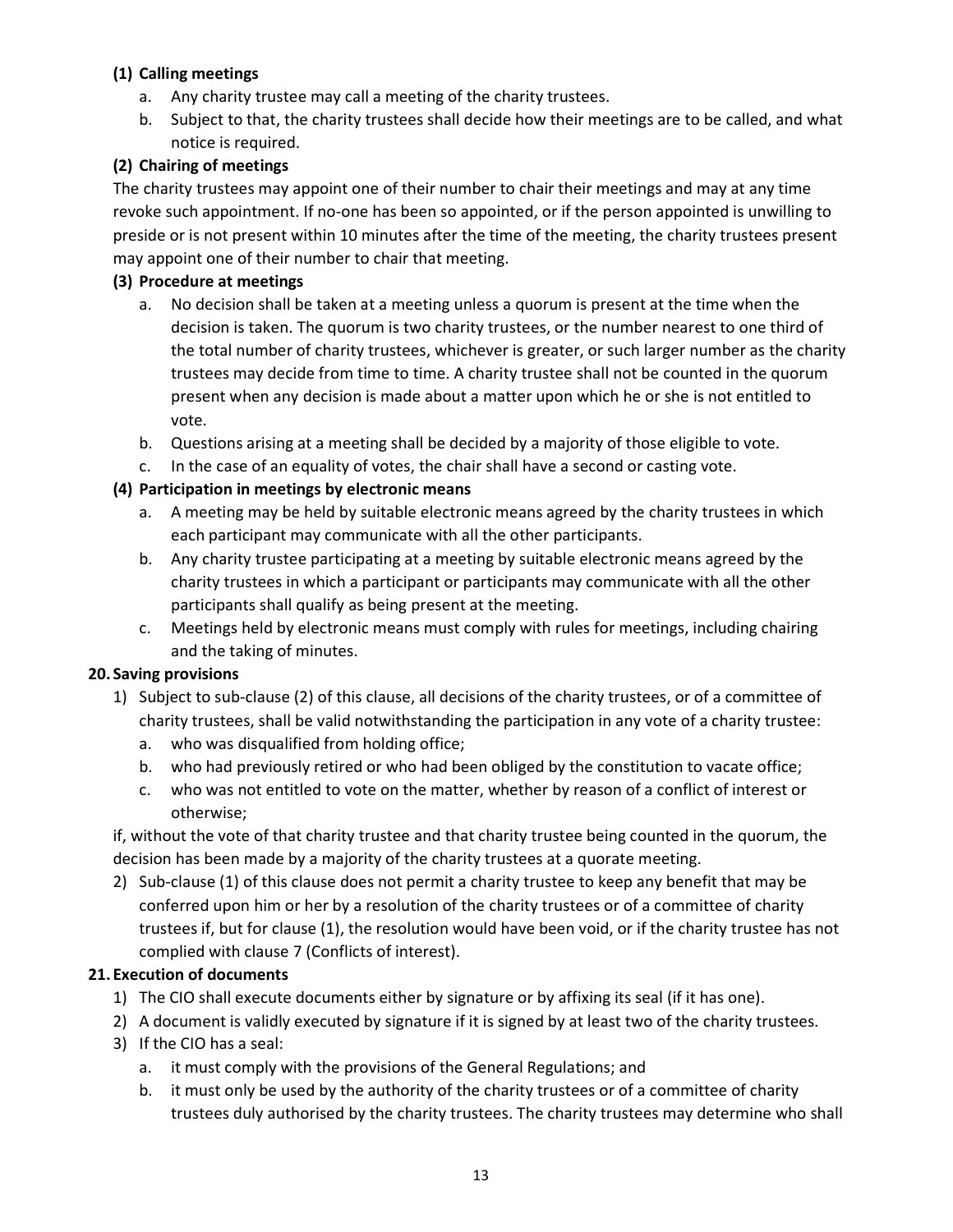**(1) Calling meetings**

a. Any charity trustee may call a meeting of the charity trustees.

b. Subject to that, the charity trustees shall decide how their meetings are to be called, and what notice is required.

**(2) Chairing of meetings**

The charity trustees may appoint one of their number to chair their meetings and may at any time revoke such appointment. If no-one has been so appointed, or if the person appointed is unwilling to preside or is not present within 10 minutes after the time of the meeting, the charity trustees present may appoint one of their number to chair that meeting.

**(3) Procedure at meetings**

a. No decision shall be taken at a meeting unless a quorum is present at the time when the decision is taken. The quorum is two charity trustees, or the number nearest to one third of the total number of charity trustees, whichever is greater, or such larger number as the charity trustees may decide from time to time. A charity trustee shall not be counted in the quorum present when any decision is made about a matter upon which he or she is not entitled to vote.

b. Questions arising at a meeting shall be decided by a majority of those eligible to vote.

c. In the case of an equality of votes, the chair shall have a second or casting vote.

**(4) Participation in meetings by electronic means**

a. A meeting may be held by suitable electronic means agreed by the charity trustees in which each participant may communicate with all the other participants.

b. Any charity trustee participating at a meeting by suitable electronic means agreed by the charity trustees in which a participant or participants may communicate with all the other participants shall qualify as being present at the meeting.

c. Meetings held by electronic means must comply with rules for meetings, including chairing and the taking of minutes.

**20. Saving provisions**

1) Subject to sub-clause (2) of this clause, all decisions of the charity trustees, or of a committee of charity trustees, shall be valid notwithstanding the participation in any vote of a charity trustee:
   a. who was disqualified from holding office;
   b. who had previously retired or who had been obliged by the constitution to vacate office;
   c. who was not entitled to vote on the matter, whether by reason of a conflict of interest or otherwise;

if, without the vote of that charity trustee and that charity trustee being counted in the quorum, the decision has been made by a majority of the charity trustees at a quorate meeting.

2) Sub-clause (1) of this clause does not permit a charity trustee to keep any benefit that may be conferred upon him or her by a resolution of the charity trustees or of a committee of charity trustees if, but for clause (1), the resolution would have been void, or if the charity trustee has not complied with clause 7 (Conflicts of interest).

**21. Execution of documents**

1) The CIO shall execute documents either by signature or by affixing its seal (if it has one).
2) A document is validly executed by signature if it is signed by at least two of the charity trustees.
3) If the CIO has a seal:
   a. it must comply with the provisions of the General Regulations; and
   b. it must only be used by the authority of the charity trustees or of a committee of charity trustees duly authorised by the charity trustees. The charity trustees may determine who shall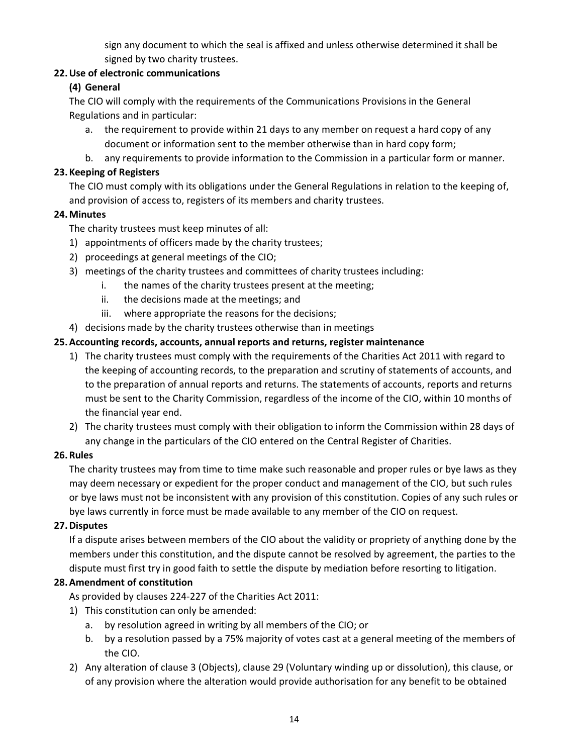sign any document to which the seal is affixed and unless otherwise determined it shall be signed by two charity trustees.

**22. Use of electronic communications**

**(4) General**

The CIO will comply with the requirements of the Communications Provisions in the General Regulations and in particular:

a. the requirement to provide within 21 days to any member on request a hard copy of any document or information sent to the member otherwise than in hard copy form;
b. any requirements to provide information to the Commission in a particular form or manner.

**23. Keeping of Registers**

The CIO must comply with its obligations under the General Regulations in relation to the keeping of, and provision of access to, registers of its members and charity trustees.

**24. Minutes**

The charity trustees must keep minutes of all:

1) appointments of officers made by the charity trustees;
2) proceedings at general meetings of the CIO;
3) meetings of the charity trustees and committees of charity trustees including:
   i. the names of the charity trustees present at the meeting;
   ii. the decisions made at the meetings; and
   iii. where appropriate the reasons for the decisions;
4) decisions made by the charity trustees otherwise than in meetings

**25. Accounting records, accounts, annual reports and returns, register maintenance**

1) The charity trustees must comply with the requirements of the Charities Act 2011 with regard to the keeping of accounting records, to the preparation and scrutiny of statements of accounts, and to the preparation of annual reports and returns. The statements of accounts, reports and returns must be sent to the Charity Commission, regardless of the income of the CIO, within 10 months of the financial year end.
2) The charity trustees must comply with their obligation to inform the Commission within 28 days of any change in the particulars of the CIO entered on the Central Register of Charities.

**26. Rules**

The charity trustees may from time to time make such reasonable and proper rules or bye laws as they may deem necessary or expedient for the proper conduct and management of the CIO, but such rules or bye laws must not be inconsistent with any provision of this constitution. Copies of any such rules or bye laws currently in force must be made available to any member of the CIO on request.

**27. Disputes**

If a dispute arises between members of the CIO about the validity or propriety of anything done by the members under this constitution, and the dispute cannot be resolved by agreement, the parties to the dispute must first try in good faith to settle the dispute by mediation before resorting to litigation.

**28. Amendment of constitution**

As provided by clauses 224-227 of the Charities Act 2011:

1) This constitution can only be amended:
   a. by resolution agreed in writing by all members of the CIO; or
   b. by a resolution passed by a 75% majority of votes cast at a general meeting of the members of the CIO.
2) Any alteration of clause 3 (Objects), clause 29 (Voluntary winding up or dissolution), this clause, or of any provision where the alteration would provide authorisation for any benefit to be obtained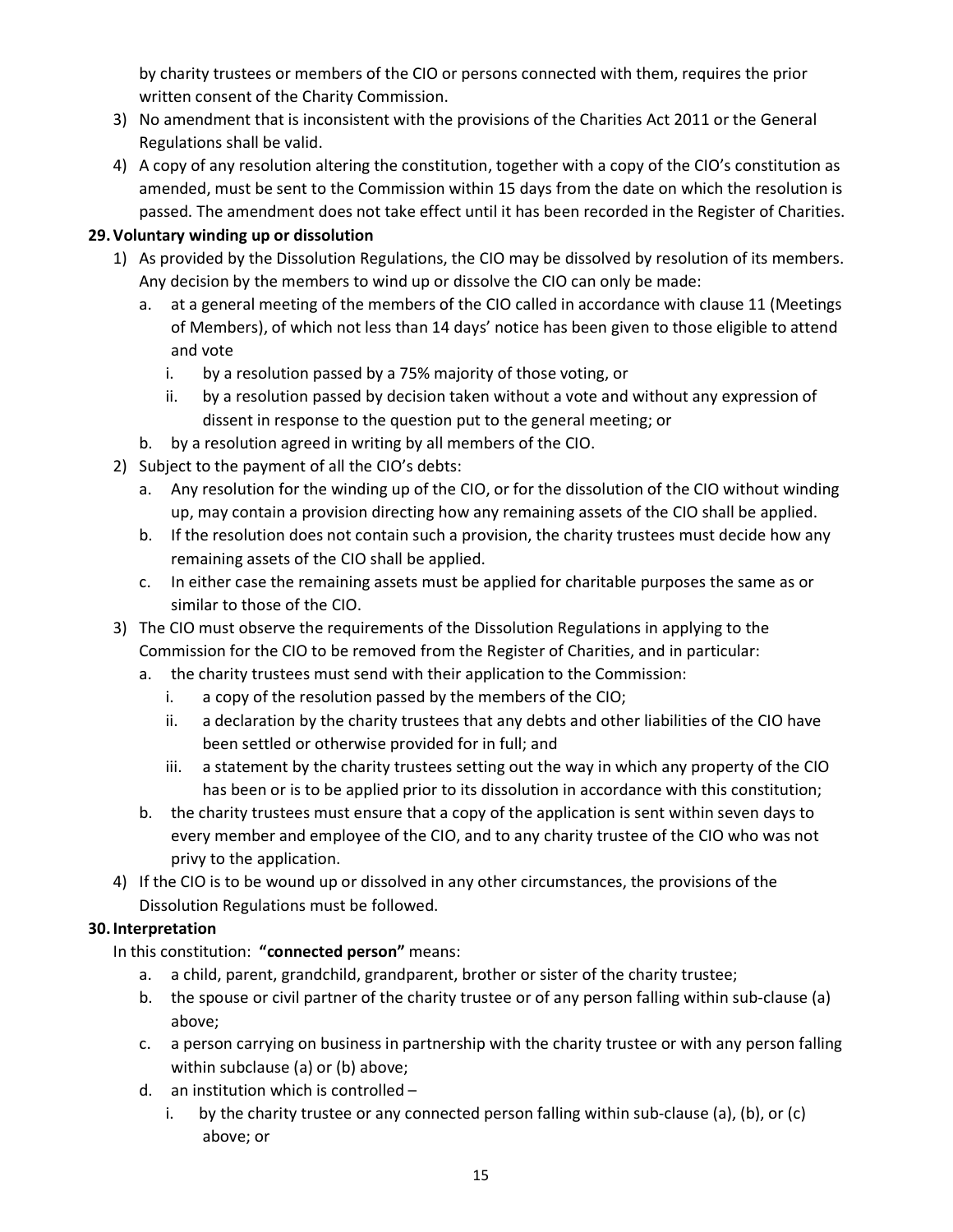by charity trustees or members of the CIO or persons connected with them, requires the prior written consent of the Charity Commission.

3) No amendment that is inconsistent with the provisions of the Charities Act 2011 or the General Regulations shall be valid.
4) A copy of any resolution altering the constitution, together with a copy of the CIO's constitution as amended, must be sent to the Commission within 15 days from the date on which the resolution is passed. The amendment does not take effect until it has been recorded in the Register of Charities.

**29. Voluntary winding up or dissolution**

1) As provided by the Dissolution Regulations, the CIO may be dissolved by resolution of its members. Any decision by the members to wind up or dissolve the CIO can only be made:
   a. at a general meeting of the members of the CIO called in accordance with clause 11 (Meetings of Members), of which not less than 14 days' notice has been given to those eligible to attend and vote
      i. by a resolution passed by a 75% majority of those voting, or
      ii. by a resolution passed by decision taken without a vote and without any expression of dissent in response to the question put to the general meeting; or
   b. by a resolution agreed in writing by all members of the CIO.
2) Subject to the payment of all the CIO's debts:
   a. Any resolution for the winding up of the CIO, or for the dissolution of the CIO without winding up, may contain a provision directing how any remaining assets of the CIO shall be applied.
   b. If the resolution does not contain such a provision, the charity trustees must decide how any remaining assets of the CIO shall be applied.
   c. In either case the remaining assets must be applied for charitable purposes the same as or similar to those of the CIO.
3) The CIO must observe the requirements of the Dissolution Regulations in applying to the Commission for the CIO to be removed from the Register of Charities, and in particular:
   a. the charity trustees must send with their application to the Commission:
      i. a copy of the resolution passed by the members of the CIO;
      ii. a declaration by the charity trustees that any debts and other liabilities of the CIO have been settled or otherwise provided for in full; and
      iii. a statement by the charity trustees setting out the way in which any property of the CIO has been or is to be applied prior to its dissolution in accordance with this constitution;
   b. the charity trustees must ensure that a copy of the application is sent within seven days to every member and employee of the CIO, and to any charity trustee of the CIO who was not privy to the application.
4) If the CIO is to be wound up or dissolved in any other circumstances, the provisions of the Dissolution Regulations must be followed.

**30. Interpretation**

In this constitution: **"connected person"** means:

a. a child, parent, grandchild, grandparent, brother or sister of the charity trustee;
b. the spouse or civil partner of the charity trustee or of any person falling within sub-clause (a) above;
c. a person carrying on business in partnership with the charity trustee or with any person falling within subclause (a) or (b) above;
d. an institution which is controlled –
   i. by the charity trustee or any connected person falling within sub-clause (a), (b), or (c) above; or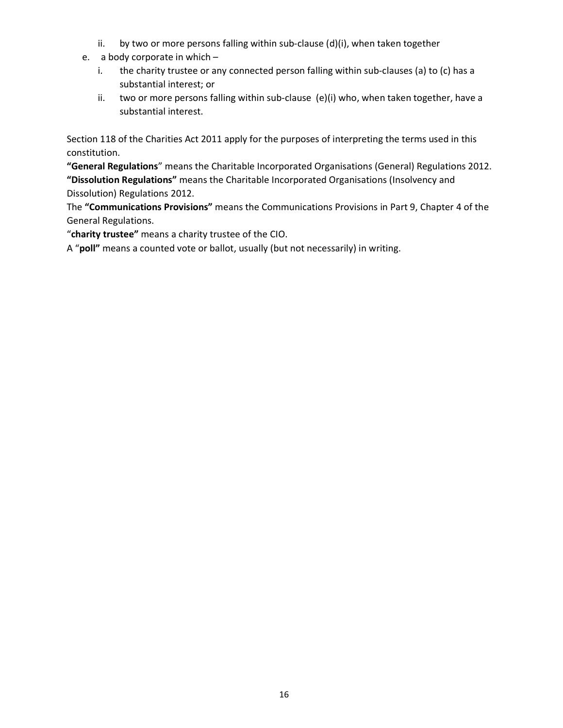ii. by two or more persons falling within sub-clause (d)(i), when taken together

e. a body corporate in which –
   i. the charity trustee or any connected person falling within sub-clauses (a) to (c) has a substantial interest; or
   ii. two or more persons falling within sub-clause (e)(i) who, when taken together, have a substantial interest.

Section 118 of the Charities Act 2011 apply for the purposes of interpreting the terms used in this constitution.

**“General Regulations**” means the Charitable Incorporated Organisations (General) Regulations 2012.

**“Dissolution Regulations”** means the Charitable Incorporated Organisations (Insolvency and Dissolution) Regulations 2012.

The **“Communications Provisions”** means the Communications Provisions in Part 9, Chapter 4 of the General Regulations.

“**charity trustee”** means a charity trustee of the CIO.

A “**poll”** means a counted vote or ballot, usually (but not necessarily) in writing.